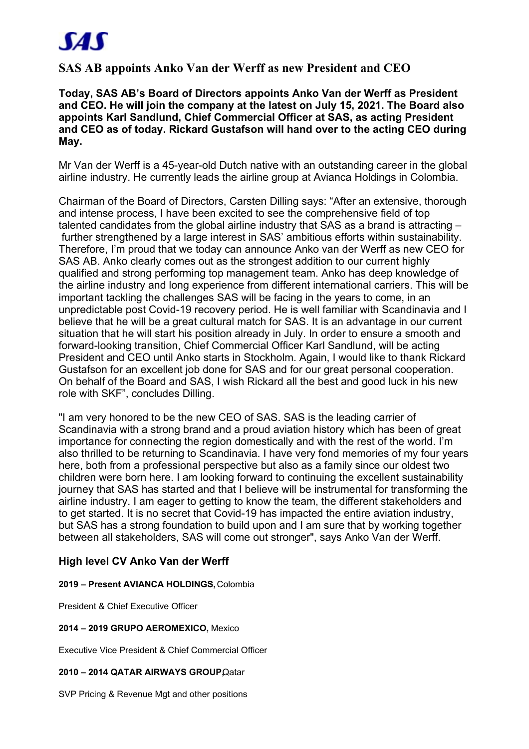**SAS**

# SAS AB appoints Anko Van der Werff as new President and CEO

**Today, SAS AB's Board of Directors appoints Anko Van der Werff as President and CEO. He will join the company at the latest on July 15, 2021. The Board also appoints Karl Sandlund, Chief Commercial Officer at SAS, as acting President and CEO as of today. Rickard Gustafson will hand over to the acting CEO during May.**

Mr Van der Werff is a 45-year-old Dutch native with an outstanding career in the global airline industry. He currently leads the airline group at Avianca Holdings in Colombia.

Chairman of the Board of Directors, Carsten Dilling says: "After an extensive, thorough and intense process, I have been excited to see the comprehensive field of top talented candidates from the global airline industry that SAS as a brand is attracting – further strengthened by a large interest in SAS' ambitious efforts within sustainability. Therefore, I'm proud that we today can announce Anko van der Werff as new CEO for SAS AB. Anko clearly comes out as the strongest addition to our current highly qualified and strong performing top management team. Anko has deep knowledge of the airline industry and long experience from different international carriers. This will be important tackling the challenges SAS will be facing in the years to come, in an unpredictable post Covid-19 recovery period. He is well familiar with Scandinavia and I believe that he will be a great cultural match for SAS. It is an advantage in our current situation that he will start his position already in July. In order to ensure a smooth and forward-looking transition, Chief Commercial Officer Karl Sandlund, will be acting President and CEO until Anko starts in Stockholm. Again, I would like to thank Rickard Gustafson for an excellent job done for SAS and for our great personal cooperation. On behalf of the Board and SAS, I wish Rickard all the best and good luck in his new role with SKF", concludes Dilling.

"I am very honored to be the new CEO of SAS. SAS is the leading carrier of Scandinavia with a strong brand and a proud aviation history which has been of great importance for connecting the region domestically and with the rest of the world. I'm also thrilled to be returning to Scandinavia. I have very fond memories of my four years here, both from a professional perspective but also as a family since our oldest two children were born here. I am looking forward to continuing the excellent sustainability journey that SAS has started and that I believe will be instrumental for transforming the airline industry. I am eager to getting to know the team, the different stakeholders and to get started. It is no secret that Covid-19 has impacted the entire aviation industry, but SAS has a strong foundation to build upon and I am sure that by working together between all stakeholders, SAS will come out stronger", says Anko Van der Werff.

## High level CV Anko Van der Werff

**2019 – Present AVIANCA HOLDINGS,** Colombia

President & Chief Executive Officer

**2014 – 2019 GRUPO AEROMEXICO,** Mexico

Executive Vice President & Chief Commercial Officer

**2010 – 2014 QATAR AIRWAYS GROUP,** Qatar

SVP Pricing & Revenue Mgt and other positions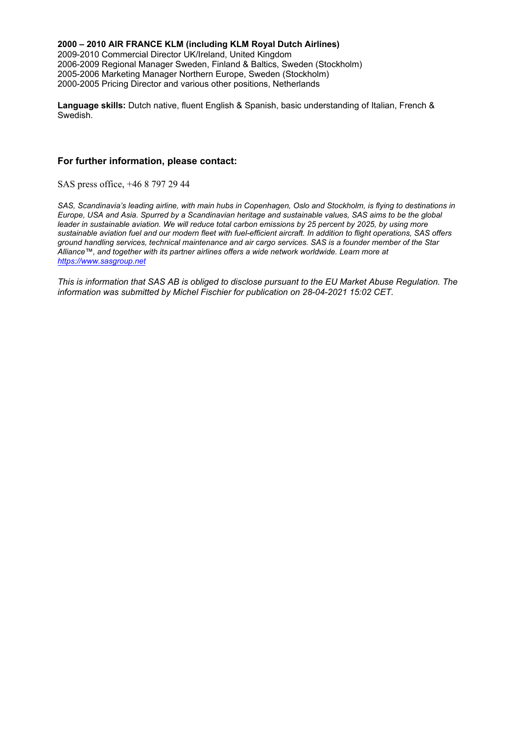**2000 – 2010 AIR FRANCE KLM (including KLM Royal Dutch Airlines)**
2009-2010 Commercial Director UK/Ireland, United Kingdom
2006-2009 Regional Manager Sweden, Finland & Baltics, Sweden (Stockholm)
2005-2006 Marketing Manager Northern Europe, Sweden (Stockholm)
2000-2005 Pricing Director and various other positions, Netherlands

**Language skills:** Dutch native, fluent English & Spanish, basic understanding of Italian, French & Swedish.

### For further information, please contact:

SAS press office, +46 8 797 29 44

*SAS, Scandinavia's leading airline, with main hubs in Copenhagen, Oslo and Stockholm, is flying to destinations in Europe, USA and Asia. Spurred by a Scandinavian heritage and sustainable values, SAS aims to be the global leader in sustainable aviation. We will reduce total carbon emissions by 25 percent by 2025, by using more sustainable aviation fuel and our modern fleet with fuel-efficient aircraft. In addition to flight operations, SAS offers ground handling services, technical maintenance and air cargo services. SAS is a founder member of the Star Alliance™, and together with its partner airlines offers a wide network worldwide. Learn more at [https://www.sasgroup.net](https://www.sasgroup.net)*

*This is information that SAS AB is obliged to disclose pursuant to the EU Market Abuse Regulation. The information was submitted by Michel Fischier for publication on 28-04-2021 15:02 CET.*